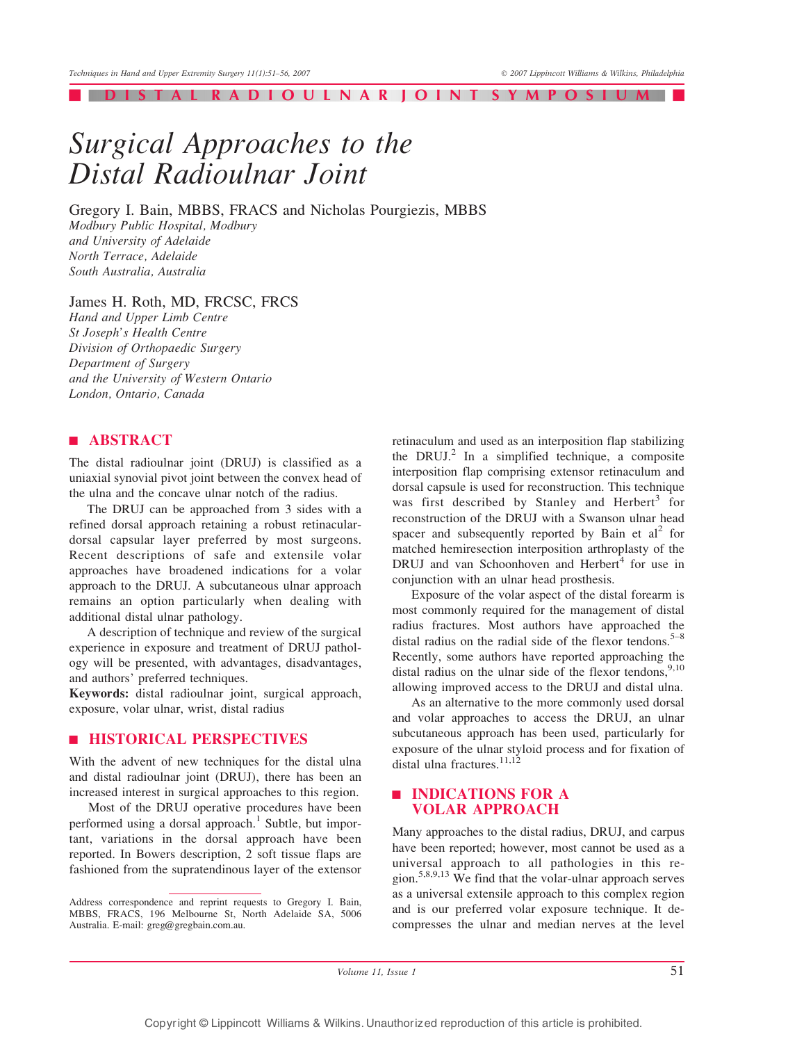DISTAL RADIOULNAR JOINT SYMPOSIUM

# Surgical Approaches to the Distal Radioulnar Joint

Gregory I. Bain, MBBS, FRACS and Nicholas Pourgiezis, MBBS
*Modbury Public Hospital, Modbury*
*and University of Adelaide*
*North Terrace, Adelaide*
*South Australia, Australia*

James H. Roth, MD, FRCSC, FRCS
*Hand and Upper Limb Centre*
*St Joseph's Health Centre*
*Division of Orthopaedic Surgery*
*Department of Surgery*
*and the University of Western Ontario*
*London, Ontario, Canada*

## ABSTRACT

The distal radioulnar joint (DRUJ) is classified as a uniaxial synovial pivot joint between the convex head of the ulna and the concave ulnar notch of the radius.

The DRUJ can be approached from 3 sides with a refined dorsal approach retaining a robust retinacular-dorsal capsular layer preferred by most surgeons. Recent descriptions of safe and extensile volar approaches have broadened indications for a volar approach to the DRUJ. A subcutaneous ulnar approach remains an option particularly when dealing with additional distal ulnar pathology.

A description of technique and review of the surgical experience in exposure and treatment of DRUJ pathology will be presented, with advantages, disadvantages, and authors' preferred techniques.

**Keywords:** distal radioulnar joint, surgical approach, exposure, volar ulnar, wrist, distal radius

## HISTORICAL PERSPECTIVES

With the advent of new techniques for the distal ulna and distal radioulnar joint (DRUJ), there has been an increased interest in surgical approaches to this region.

Most of the DRUJ operative procedures have been performed using a dorsal approach.[1] Subtle, but important, variations in the dorsal approach have been reported. In Bowers description, 2 soft tissue flaps are fashioned from the supratendinous layer of the extensor retinaculum and used as an interposition flap stabilizing the DRUJ.[2] In a simplified technique, a composite interposition flap comprising extensor retinaculum and dorsal capsule is used for reconstruction. This technique was first described by Stanley and Herbert[3] for reconstruction of the DRUJ with a Swanson ulnar head spacer and subsequently reported by Bain et al[2] for matched hemiresection interposition arthroplasty of the DRUJ and van Schoonhoven and Herbert[4] for use in conjunction with an ulnar head prosthesis.

Exposure of the volar aspect of the distal forearm is most commonly required for the management of distal radius fractures. Most authors have approached the distal radius on the radial side of the flexor tendons.[5–8] Recently, some authors have reported approaching the distal radius on the ulnar side of the flexor tendons,[9,10] allowing improved access to the DRUJ and distal ulna.

As an alternative to the more commonly used dorsal and volar approaches to access the DRUJ, an ulnar subcutaneous approach has been used, particularly for exposure of the ulnar styloid process and for fixation of distal ulna fractures.[11,12]

## INDICATIONS FOR A VOLAR APPROACH

Many approaches to the distal radius, DRUJ, and carpus have been reported; however, most cannot be used as a universal approach to all pathologies in this region.[5,8,9,13] We find that the volar-ulnar approach serves as a universal extensile approach to this complex region and is our preferred volar exposure technique. It decompresses the ulnar and median nerves at the level

Address correspondence and reprint requests to Gregory I. Bain, MBBS, FRACS, 196 Melbourne St, North Adelaide SA, 5006 Australia. E-mail: greg@gregbain.com.au.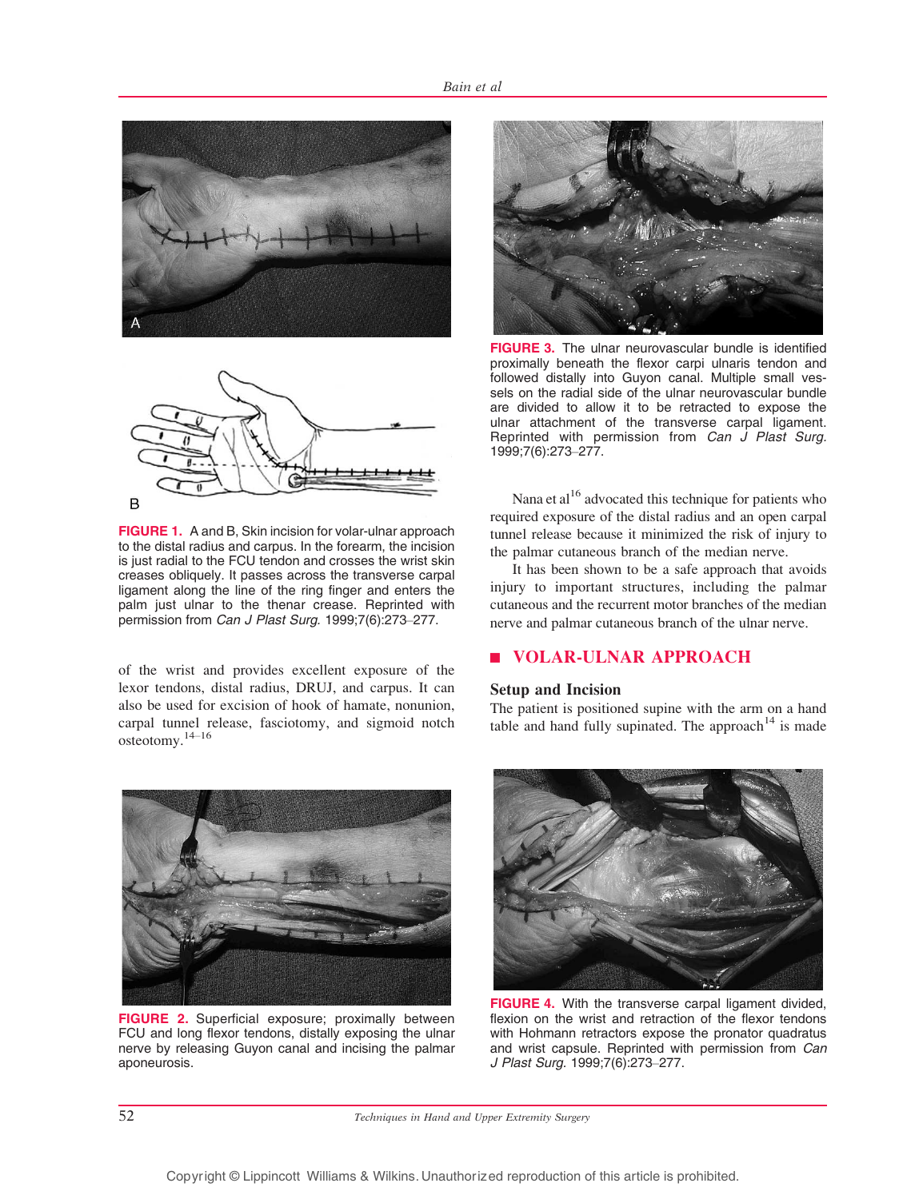FIGURE 1. A and B, Skin incision for volar-ulnar approach to the distal radius and carpus. In the forearm, the incision is just radial to the FCU tendon and crosses the wrist skin creases obliquely. It passes across the transverse carpal ligament along the line of the ring finger and enters the palm just ulnar to the thenar crease. Reprinted with permission from *Can J Plast Surg.* 1999;7(6):273–277.

of the wrist and provides excellent exposure of the lexor tendons, distal radius, DRUJ, and carpus. It can also be used for excision of hook of hamate, nonunion, carpal tunnel release, fasciotomy, and sigmoid notch osteotomy.[14–16]

FIGURE 2. Superficial exposure; proximally between FCU and long flexor tendons, distally exposing the ulnar nerve by releasing Guyon canal and incising the palmar aponeurosis.

FIGURE 3. The ulnar neurovascular bundle is identified proximally beneath the flexor carpi ulnaris tendon and followed distally into Guyon canal. Multiple small vessels on the radial side of the ulnar neurovascular bundle are divided to allow it to be retracted to expose the ulnar attachment of the transverse carpal ligament. Reprinted with permission from *Can J Plast Surg.* 1999;7(6):273–277.

Nana et al[16] advocated this technique for patients who required exposure of the distal radius and an open carpal tunnel release because it minimized the risk of injury to the palmar cutaneous branch of the median nerve.

It has been shown to be a safe approach that avoids injury to important structures, including the palmar cutaneous and the recurrent motor branches of the median nerve and palmar cutaneous branch of the ulnar nerve.

## VOLAR-ULNAR APPROACH

### Setup and Incision

The patient is positioned supine with the arm on a hand table and hand fully supinated. The approach[14] is made

FIGURE 4. With the transverse carpal ligament divided, flexion on the wrist and retraction of the flexor tendons with Hohmann retractors expose the pronator quadratus and wrist capsule. Reprinted with permission from *Can J Plast Surg.* 1999;7(6):273–277.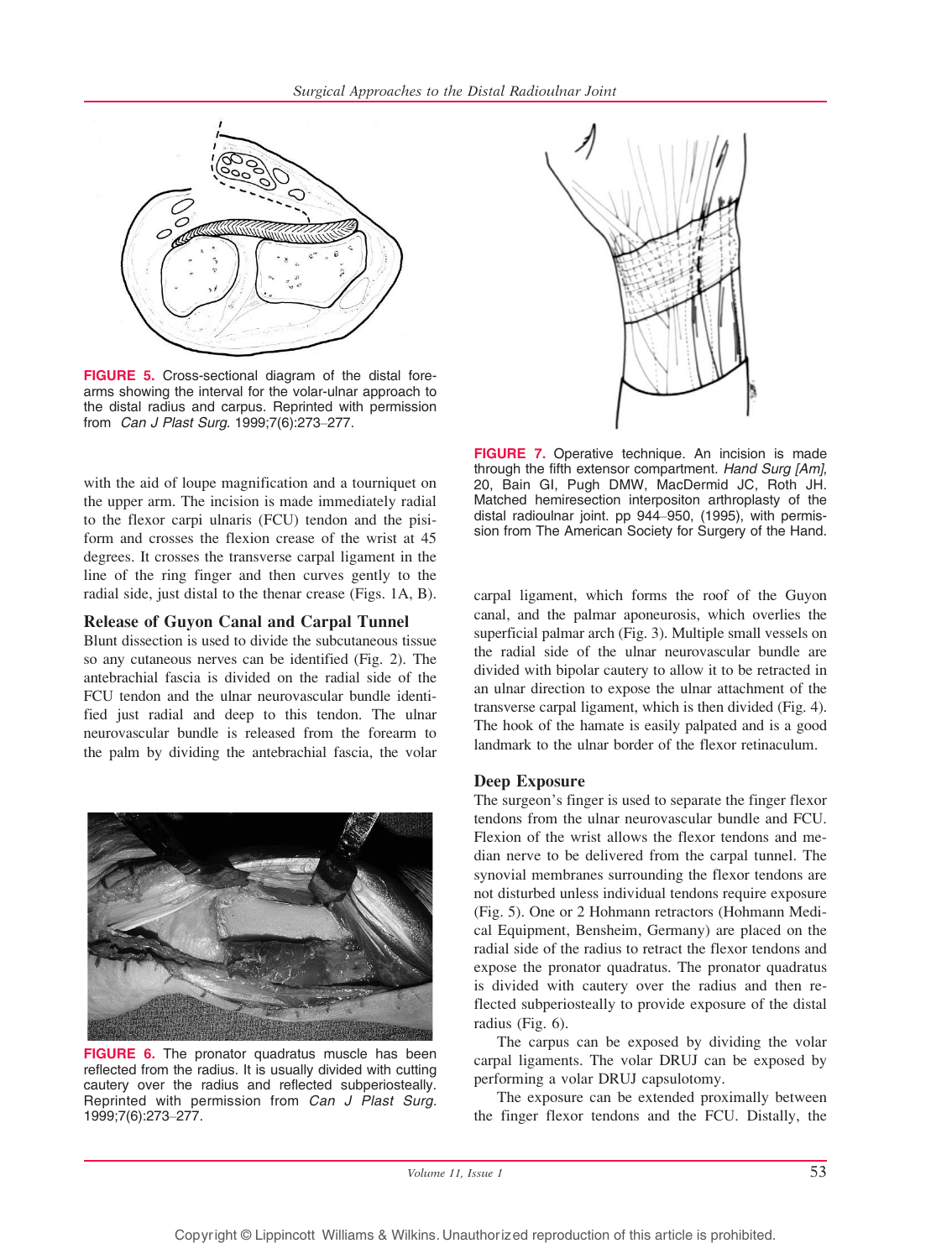FIGURE 5. Cross-sectional diagram of the distal forearms showing the interval for the volar-ulnar approach to the distal radius and carpus. Reprinted with permission from *Can J Plast Surg.* 1999;7(6):273–277.

with the aid of loupe magnification and a tourniquet on the upper arm. The incision is made immediately radial to the flexor carpi ulnaris (FCU) tendon and the pisiform and crosses the flexion crease of the wrist at 45 degrees. It crosses the transverse carpal ligament in the line of the ring finger and then curves gently to the radial side, just distal to the thenar crease (Figs. 1A, B).

### Release of Guyon Canal and Carpal Tunnel

Blunt dissection is used to divide the subcutaneous tissue so any cutaneous nerves can be identified (Fig. 2). The antebrachial fascia is divided on the radial side of the FCU tendon and the ulnar neurovascular bundle identified just radial and deep to this tendon. The ulnar neurovascular bundle is released from the forearm to the palm by dividing the antebrachial fascia, the volar carpal ligament, which forms the roof of the Guyon canal, and the palmar aponeurosis, which overlies the superficial palmar arch (Fig. 3). Multiple small vessels on the radial side of the ulnar neurovascular bundle are divided with bipolar cautery to allow it to be retracted in an ulnar direction to expose the ulnar attachment of the transverse carpal ligament, which is then divided (Fig. 4). The hook of the hamate is easily palpated and is a good landmark to the ulnar border of the flexor retinaculum.

FIGURE 6. The pronator quadratus muscle has been reflected from the radius. It is usually divided with cutting cautery over the radius and reflected subperiosteally. Reprinted with permission from *Can J Plast Surg.* 1999;7(6):273–277.

FIGURE 7. Operative technique. An incision is made through the fifth extensor compartment. *Hand Surg [Am]*, 20, Bain GI, Pugh DMW, MacDermid JC, Roth JH. Matched hemiresection interpositon arthroplasty of the distal radioulnar joint. pp 944–950, (1995), with permission from The American Society for Surgery of the Hand.

### Deep Exposure

The surgeon's finger is used to separate the finger flexor tendons from the ulnar neurovascular bundle and FCU. Flexion of the wrist allows the flexor tendons and median nerve to be delivered from the carpal tunnel. The synovial membranes surrounding the flexor tendons are not disturbed unless individual tendons require exposure (Fig. 5). One or 2 Hohmann retractors (Hohmann Medical Equipment, Bensheim, Germany) are placed on the radial side of the radius to retract the flexor tendons and expose the pronator quadratus. The pronator quadratus is divided with cautery over the radius and then reflected subperiosteally to provide exposure of the distal radius (Fig. 6).

The carpus can be exposed by dividing the volar carpal ligaments. The volar DRUJ can be exposed by performing a volar DRUJ capsulotomy.

The exposure can be extended proximally between the finger flexor tendons and the FCU. Distally, the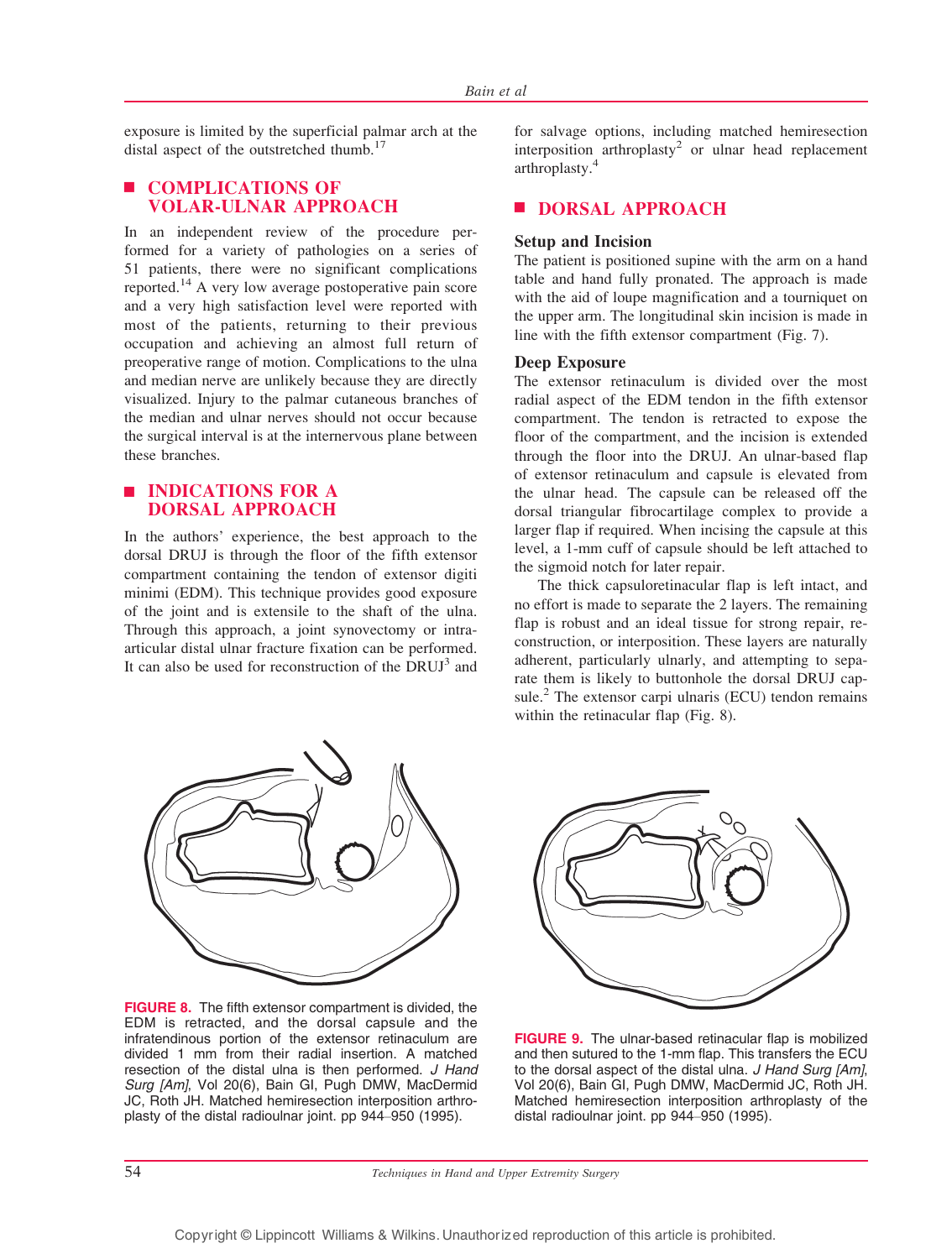exposure is limited by the superficial palmar arch at the distal aspect of the outstretched thumb.[17]

## COMPLICATIONS OF VOLAR-ULNAR APPROACH

In an independent review of the procedure performed for a variety of pathologies on a series of 51 patients, there were no significant complications reported.[14] A very low average postoperative pain score and a very high satisfaction level were reported with most of the patients, returning to their previous occupation and achieving an almost full return of preoperative range of motion. Complications to the ulna and median nerve are unlikely because they are directly visualized. Injury to the palmar cutaneous branches of the median and ulnar nerves should not occur because the surgical interval is at the internervous plane between these branches.

## INDICATIONS FOR A DORSAL APPROACH

In the authors' experience, the best approach to the dorsal DRUJ is through the floor of the fifth extensor compartment containing the tendon of extensor digiti minimi (EDM). This technique provides good exposure of the joint and is extensile to the shaft of the ulna. Through this approach, a joint synovectomy or intra-articular distal ulnar fracture fixation can be performed. It can also be used for reconstruction of the DRUJ[3] and for salvage options, including matched hemiresection interposition arthroplasty[2] or ulnar head replacement arthroplasty.[4]

## DORSAL APPROACH

### Setup and Incision

The patient is positioned supine with the arm on a hand table and hand fully pronated. The approach is made with the aid of loupe magnification and a tourniquet on the upper arm. The longitudinal skin incision is made in line with the fifth extensor compartment (Fig. 7).

### Deep Exposure

The extensor retinaculum is divided over the most radial aspect of the EDM tendon in the fifth extensor compartment. The tendon is retracted to expose the floor of the compartment, and the incision is extended through the floor into the DRUJ. An ulnar-based flap of extensor retinaculum and capsule is elevated from the ulnar head. The capsule can be released off the dorsal triangular fibrocartilage complex to provide a larger flap if required. When incising the capsule at this level, a 1-mm cuff of capsule should be left attached to the sigmoid notch for later repair.

The thick capsuloretinacular flap is left intact, and no effort is made to separate the 2 layers. The remaining flap is robust and an ideal tissue for strong repair, reconstruction, or interposition. These layers are naturally adherent, particularly ulnarly, and attempting to separate them is likely to buttonhole the dorsal DRUJ capsule.[2] The extensor carpi ulnaris (ECU) tendon remains within the retinacular flap (Fig. 8).

**FIGURE 8.** The fifth extensor compartment is divided, the EDM is retracted, and the dorsal capsule and the infratendinous portion of the extensor retinaculum are divided 1 mm from their radial insertion. A matched resection of the distal ulna is then performed. *J Hand Surg [Am]*, Vol 20(6), Bain GI, Pugh DMW, MacDermid JC, Roth JH. Matched hemiresection interposition arthroplasty of the distal radioulnar joint. pp 944–950 (1995).

**FIGURE 9.** The ulnar-based retinacular flap is mobilized and then sutured to the 1-mm flap. This transfers the ECU to the dorsal aspect of the distal ulna. *J Hand Surg [Am]*, Vol 20(6), Bain GI, Pugh DMW, MacDermid JC, Roth JH. Matched hemiresection interposition arthroplasty of the distal radioulnar joint. pp 944–950 (1995).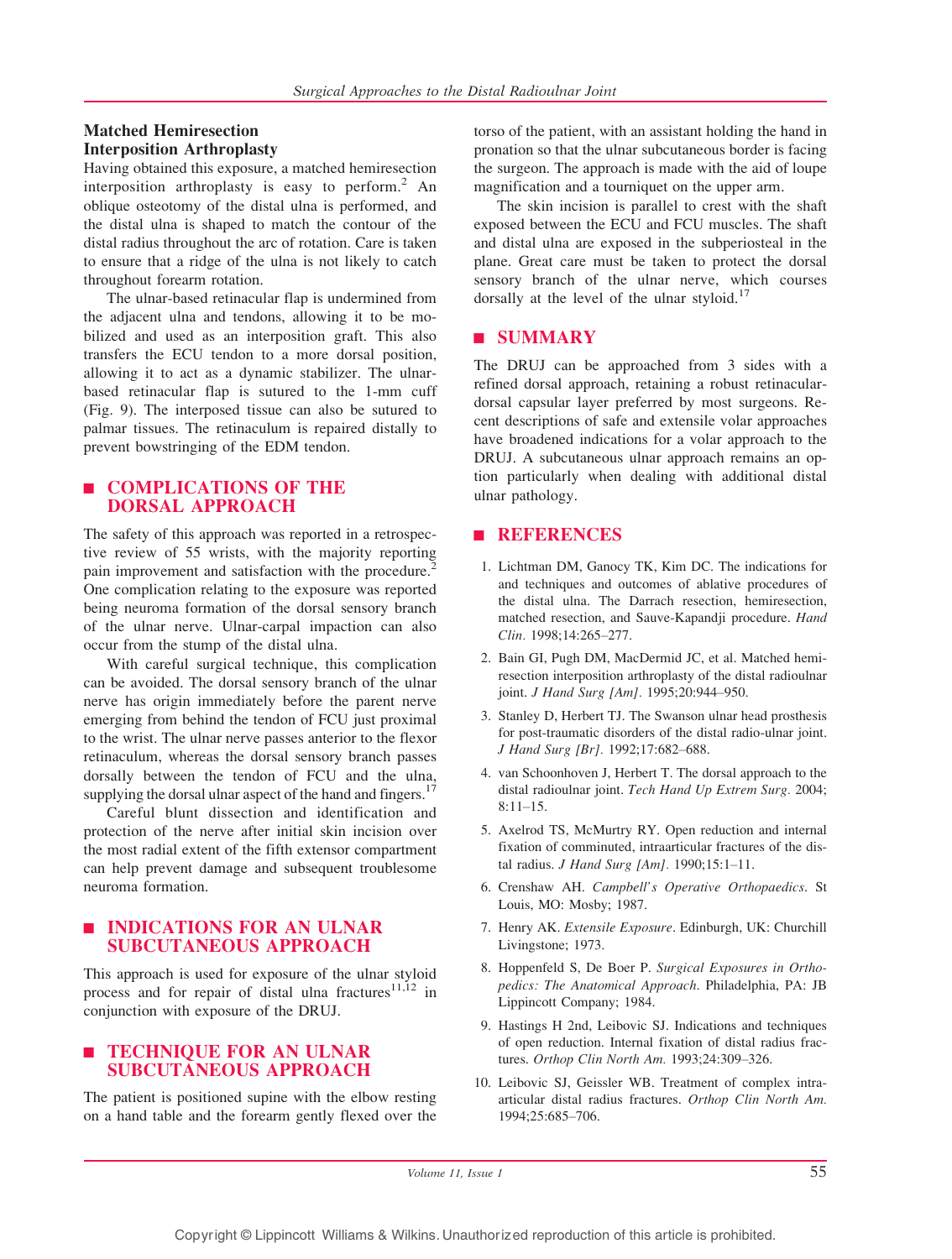## Matched Hemiresection Interposition Arthroplasty

Having obtained this exposure, a matched hemiresection interposition arthroplasty is easy to perform.[2] An oblique osteotomy of the distal ulna is performed, and the distal ulna is shaped to match the contour of the distal radius throughout the arc of rotation. Care is taken to ensure that a ridge of the ulna is not likely to catch throughout forearm rotation.

The ulnar-based retinacular flap is undermined from the adjacent ulna and tendons, allowing it to be mobilized and used as an interposition graft. This also transfers the ECU tendon to a more dorsal position, allowing it to act as a dynamic stabilizer. The ulnar-based retinacular flap is sutured to the 1-mm cuff (Fig. 9). The interposed tissue can also be sutured to palmar tissues. The retinaculum is repaired distally to prevent bowstringing of the EDM tendon.

## COMPLICATIONS OF THE DORSAL APPROACH

The safety of this approach was reported in a retrospective review of 55 wrists, with the majority reporting pain improvement and satisfaction with the procedure.[2] One complication relating to the exposure was reported being neuroma formation of the dorsal sensory branch of the ulnar nerve. Ulnar-carpal impaction can also occur from the stump of the distal ulna.

With careful surgical technique, this complication can be avoided. The dorsal sensory branch of the ulnar nerve has origin immediately before the parent nerve emerging from behind the tendon of FCU just proximal to the wrist. The ulnar nerve passes anterior to the flexor retinaculum, whereas the dorsal sensory branch passes dorsally between the tendon of FCU and the ulna, supplying the dorsal ulnar aspect of the hand and fingers.[17]

Careful blunt dissection and identification and protection of the nerve after initial skin incision over the most radial extent of the fifth extensor compartment can help prevent damage and subsequent troublesome neuroma formation.

## INDICATIONS FOR AN ULNAR SUBCUTANEOUS APPROACH

This approach is used for exposure of the ulnar styloid process and for repair of distal ulna fractures[11,12] in conjunction with exposure of the DRUJ.

## TECHNIQUE FOR AN ULNAR SUBCUTANEOUS APPROACH

The patient is positioned supine with the elbow resting on a hand table and the forearm gently flexed over the torso of the patient, with an assistant holding the hand in pronation so that the ulnar subcutaneous border is facing the surgeon. The approach is made with the aid of loupe magnification and a tourniquet on the upper arm.

The skin incision is parallel to crest with the shaft exposed between the ECU and FCU muscles. The shaft and distal ulna are exposed in the subperiosteal in the plane. Great care must be taken to protect the dorsal sensory branch of the ulnar nerve, which courses dorsally at the level of the ulnar styloid.[17]

## SUMMARY

The DRUJ can be approached from 3 sides with a refined dorsal approach, retaining a robust retinacular-dorsal capsular layer preferred by most surgeons. Recent descriptions of safe and extensile volar approaches have broadened indications for a volar approach to the DRUJ. A subcutaneous ulnar approach remains an option particularly when dealing with additional distal ulnar pathology.

## REFERENCES

1. Lichtman DM, Ganocy TK, Kim DC. The indications for and techniques and outcomes of ablative procedures of the distal ulna. The Darrach resection, hemiresection, matched resection, and Sauve-Kapandji procedure. *Hand Clin.* 1998;14:265–277.
2. Bain GI, Pugh DM, MacDermid JC, et al. Matched hemiresection interposition arthroplasty of the distal radioulnar joint. *J Hand Surg [Am].* 1995;20:944–950.
3. Stanley D, Herbert TJ. The Swanson ulnar head prosthesis for post-traumatic disorders of the distal radio-ulnar joint. *J Hand Surg [Br].* 1992;17:682–688.
4. van Schoonhoven J, Herbert T. The dorsal approach to the distal radioulnar joint. *Tech Hand Up Extrem Surg.* 2004;8:11–15.
5. Axelrod TS, McMurtry RY. Open reduction and internal fixation of comminuted, intraarticular fractures of the distal radius. *J Hand Surg [Am].* 1990;15:1–11.
6. Crenshaw AH. *Campbell's Operative Orthopaedics*. St Louis, MO: Mosby; 1987.
7. Henry AK. *Extensile Exposure*. Edinburgh, UK: Churchill Livingstone; 1973.
8. Hoppenfeld S, De Boer P. *Surgical Exposures in Orthopedics: The Anatomical Approach*. Philadelphia, PA: JB Lippincott Company; 1984.
9. Hastings H 2nd, Leibovic SJ. Indications and techniques of open reduction. Internal fixation of distal radius fractures. *Orthop Clin North Am.* 1993;24:309–326.
10. Leibovic SJ, Geissler WB. Treatment of complex intra-articular distal radius fractures. *Orthop Clin North Am.* 1994;25:685–706.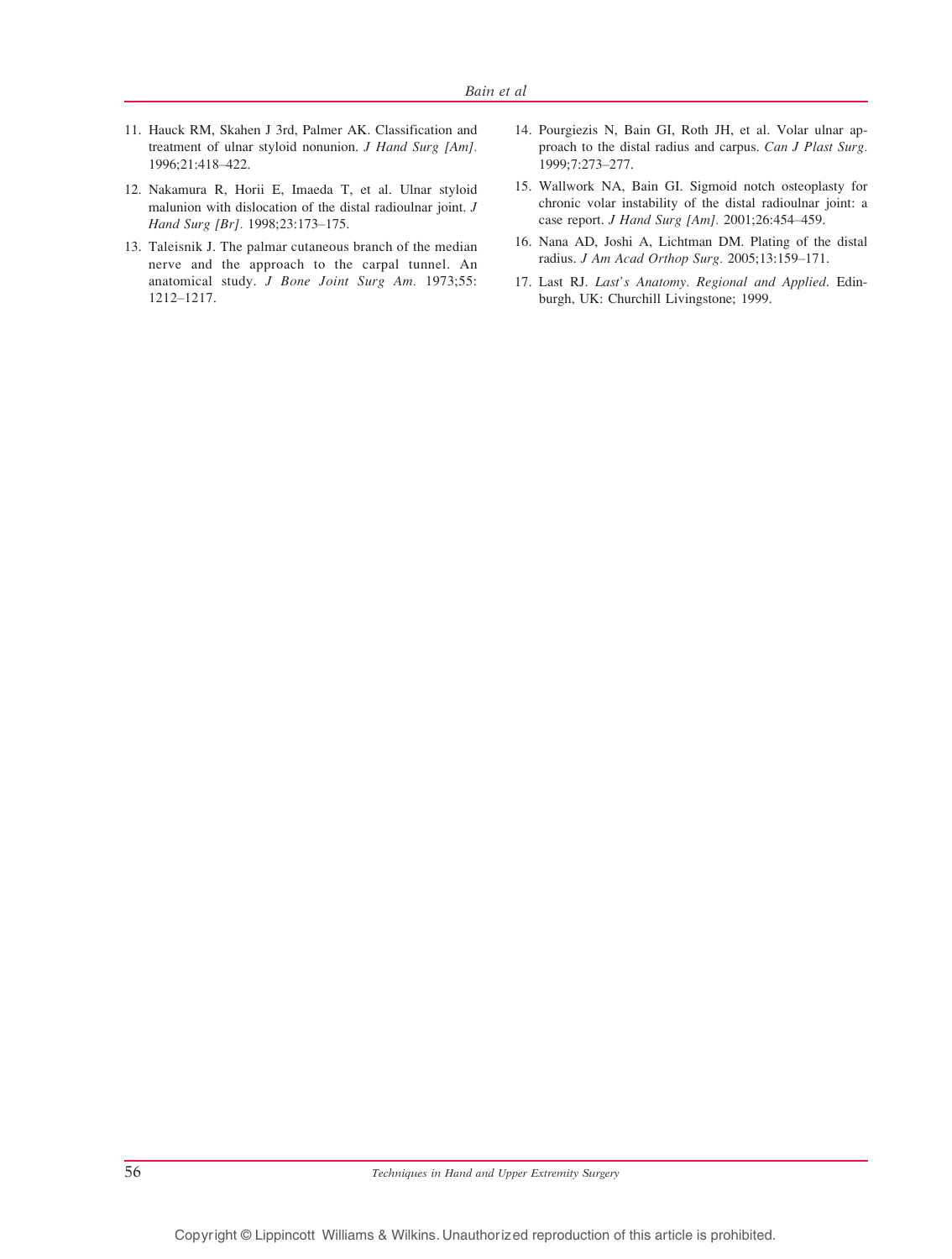11. Hauck RM, Skahen J 3rd, Palmer AK. Classification and treatment of ulnar styloid nonunion. *J Hand Surg [Am].* 1996;21:418–422.

12. Nakamura R, Horii E, Imaeda T, et al. Ulnar styloid malunion with dislocation of the distal radioulnar joint. *J Hand Surg [Br].* 1998;23:173–175.

13. Taleisnik J. The palmar cutaneous branch of the median nerve and the approach to the carpal tunnel. An anatomical study. *J Bone Joint Surg Am.* 1973;55: 1212–1217.

14. Pourgiezis N, Bain GI, Roth JH, et al. Volar ulnar approach to the distal radius and carpus. *Can J Plast Surg.* 1999;7:273–277.

15. Wallwork NA, Bain GI. Sigmoid notch osteoplasty for chronic volar instability of the distal radioulnar joint: a case report. *J Hand Surg [Am].* 2001;26:454–459.

16. Nana AD, Joshi A, Lichtman DM. Plating of the distal radius. *J Am Acad Orthop Surg.* 2005;13:159–171.

17. Last RJ. *Last's Anatomy. Regional and Applied*. Edinburgh, UK: Churchill Livingstone; 1999.

Copyright © Lippincott Williams & Wilkins. Unauthorized reproduction of this article is prohibited.